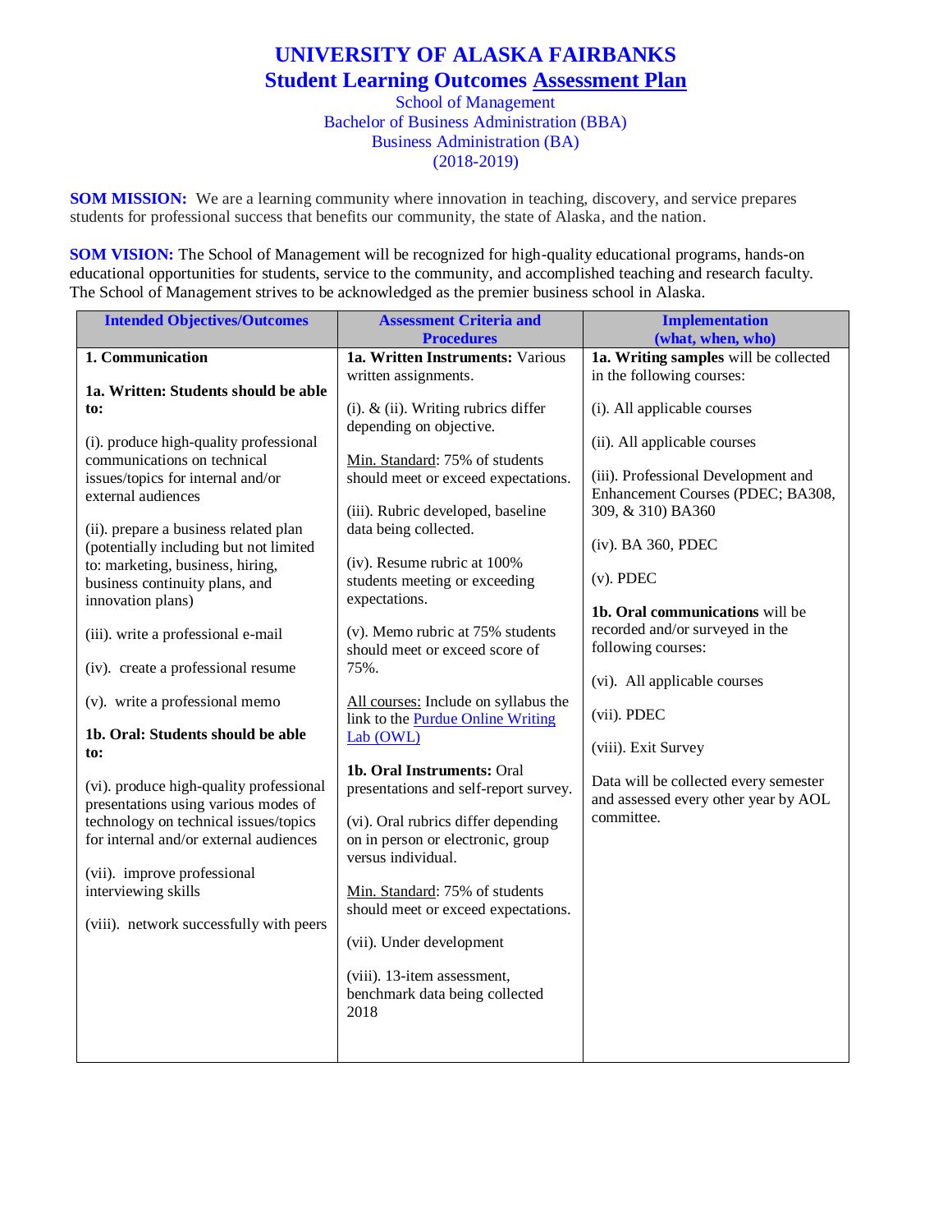# UNIVERSITY OF ALASKA FAIRBANKS
## Student Learning Outcomes Assessment Plan

School of Management
Bachelor of Business Administration (BBA)
Business Administration (BA)
(2018-2019)

**SOM MISSION:** We are a learning community where innovation in teaching, discovery, and service prepares students for professional success that benefits our community, the state of Alaska, and the nation.

**SOM VISION:** The School of Management will be recognized for high-quality educational programs, hands-on educational opportunities for students, service to the community, and accomplished teaching and research faculty. The School of Management strives to be acknowledged as the premier business school in Alaska.

| Intended Objectives/Outcomes | Assessment Criteria and Procedures | Implementation (what, when, who) |
|---|---|---|
| **1. Communication**<br><br>**1a. Written: Students should be able to:**<br><br>(i). produce high-quality professional communications on technical issues/topics for internal and/or external audiences<br><br>(ii). prepare a business related plan (potentially including but not limited to: marketing, business, hiring, business continuity plans, and innovation plans)<br><br>(iii). write a professional e-mail<br><br>(iv). create a professional resume<br><br>(v). write a professional memo<br><br>**1b. Oral: Students should be able to:**<br><br>(vi). produce high-quality professional presentations using various modes of technology on technical issues/topics for internal and/or external audiences<br><br>(vii). improve professional interviewing skills<br><br>(viii). network successfully with peers | **1a. Written Instruments:** Various written assignments.<br><br>(i). & (ii). Writing rubrics differ depending on objective.<br><br>Min. Standard: 75% of students should meet or exceed expectations.<br><br>(iii). Rubric developed, baseline data being collected.<br><br>(iv). Resume rubric at 100% students meeting or exceeding expectations.<br><br>(v). Memo rubric at 75% students should meet or exceed score of 75%.<br><br>All courses: Include on syllabus the link to the Purdue Online Writing Lab (OWL)<br><br>**1b. Oral Instruments:** Oral presentations and self-report survey.<br><br>(vi). Oral rubrics differ depending on in person or electronic, group versus individual.<br><br>Min. Standard: 75% of students should meet or exceed expectations.<br><br>(vii). Under development<br><br>(viii). 13-item assessment, benchmark data being collected 2018 | **1a. Writing samples** will be collected in the following courses:<br><br>(i). All applicable courses<br><br>(ii). All applicable courses<br><br>(iii). Professional Development and Enhancement Courses (PDEC; BA308, 309, & 310) BA360<br><br>(iv). BA 360, PDEC<br><br>(v). PDEC<br><br>**1b. Oral communications** will be recorded and/or surveyed in the following courses:<br><br>(vi). All applicable courses<br><br>(vii). PDEC<br><br>(viii). Exit Survey<br><br>Data will be collected every semester and assessed every other year by AOL committee. |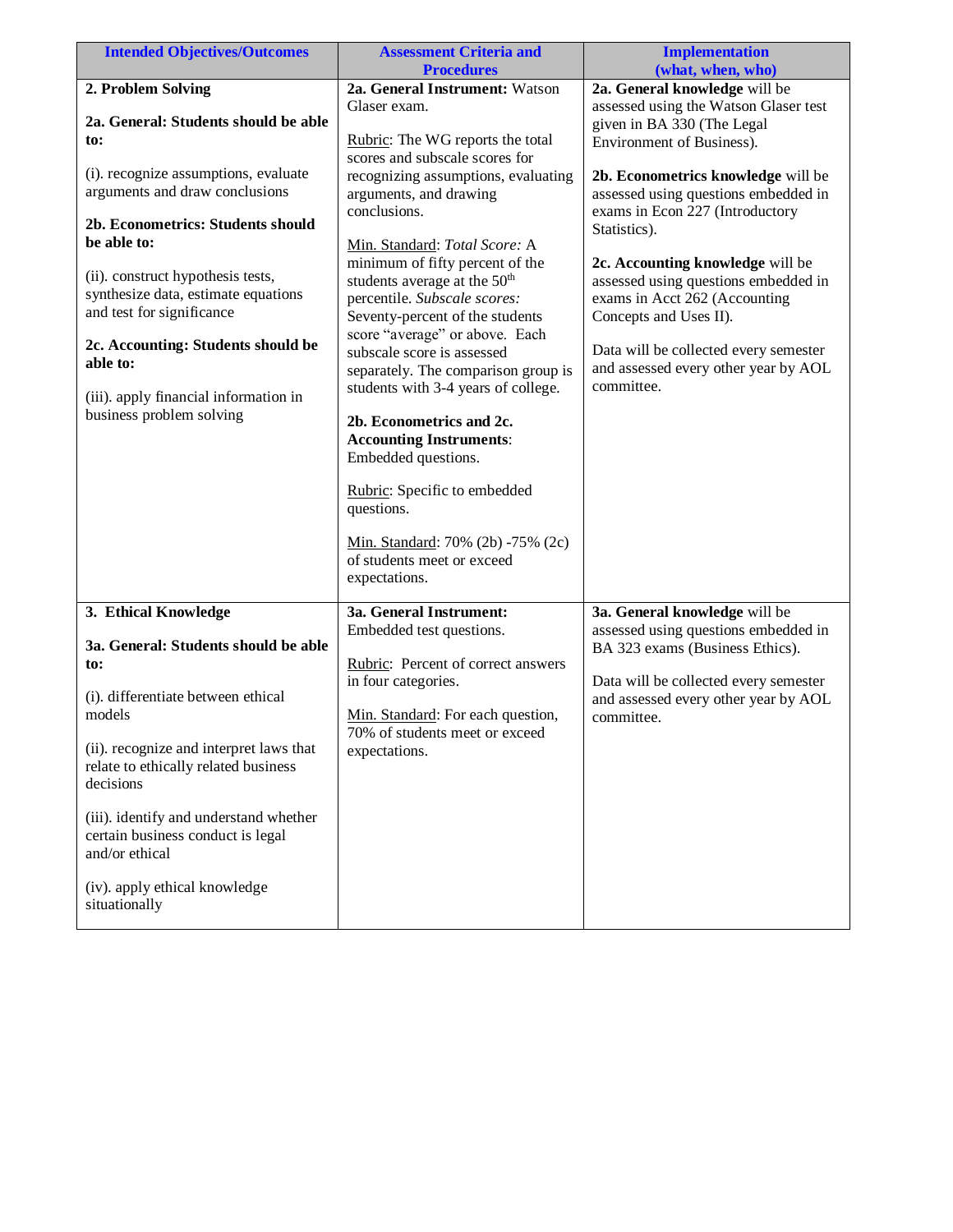| Intended Objectives/Outcomes | Assessment Criteria and Procedures | Implementation (what, when, who) |
|---|---|---|
| **2. Problem Solving**<br><br>**2a. General: Students should be able to:**<br><br>(i). recognize assumptions, evaluate arguments and draw conclusions<br><br>**2b. Econometrics: Students should be able to:**<br><br>(ii). construct hypothesis tests, synthesize data, estimate equations and test for significance<br><br>**2c. Accounting: Students should be able to:**<br><br>(iii). apply financial information in business problem solving | **2a. General Instrument:** Watson Glaser exam.<br><br>Rubric: The WG reports the total scores and subscale scores for recognizing assumptions, evaluating arguments, and drawing conclusions.<br><br>Min. Standard: *Total Score:* A minimum of fifty percent of the students average at the 50th percentile. *Subscale scores:* Seventy-percent of the students score "average" or above. Each subscale score is assessed separately. The comparison group is students with 3-4 years of college.<br><br>**2b. Econometrics and 2c. Accounting Instruments**: Embedded questions.<br><br>Rubric: Specific to embedded questions.<br><br>Min. Standard: 70% (2b) -75% (2c) of students meet or exceed expectations. | **2a. General knowledge** will be assessed using the Watson Glaser test given in BA 330 (The Legal Environment of Business).<br><br>**2b. Econometrics knowledge** will be assessed using questions embedded in exams in Econ 227 (Introductory Statistics).<br><br>**2c. Accounting knowledge** will be assessed using questions embedded in exams in Acct 262 (Accounting Concepts and Uses II).<br><br>Data will be collected every semester and assessed every other year by AOL committee. |
| **3. Ethical Knowledge**<br><br>**3a. General: Students should be able to:**<br><br>(i). differentiate between ethical models<br><br>(ii). recognize and interpret laws that relate to ethically related business decisions<br><br>(iii). identify and understand whether certain business conduct is legal and/or ethical<br><br>(iv). apply ethical knowledge situationally | **3a. General Instrument:** Embedded test questions.<br><br>Rubric: Percent of correct answers in four categories.<br><br>Min. Standard: For each question, 70% of students meet or exceed expectations. | **3a. General knowledge** will be assessed using questions embedded in BA 323 exams (Business Ethics).<br><br>Data will be collected every semester and assessed every other year by AOL committee. |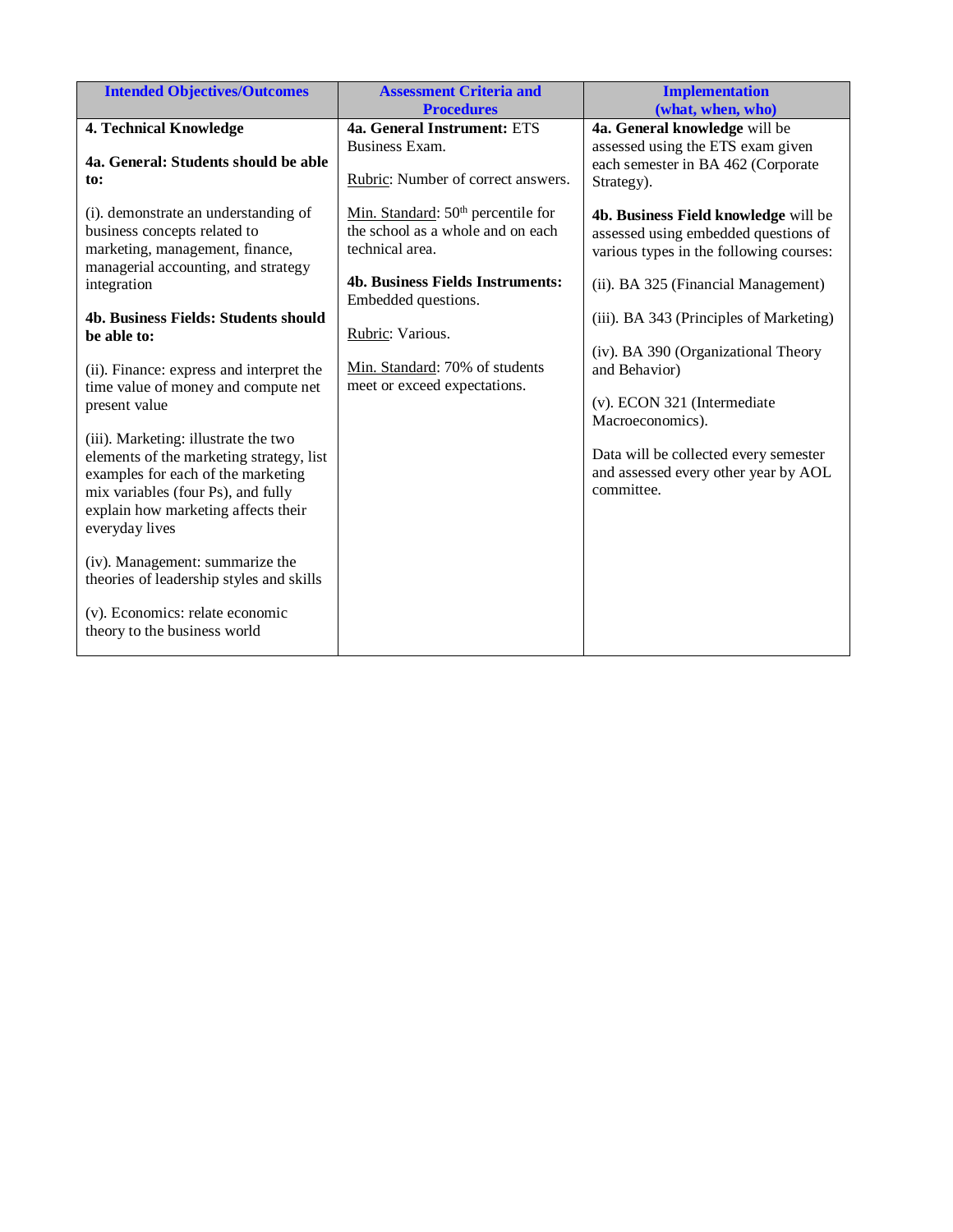| Intended Objectives/Outcomes | Assessment Criteria and Procedures | Implementation (what, when, who) |
| --- | --- | --- |
| **4. Technical Knowledge**<br><br>**4a. General: Students should be able to:**<br><br>(i). demonstrate an understanding of business concepts related to marketing, management, finance, managerial accounting, and strategy integration<br><br>**4b. Business Fields: Students should be able to:**<br><br>(ii). Finance: express and interpret the time value of money and compute net present value<br><br>(iii). Marketing: illustrate the two elements of the marketing strategy, list examples for each of the marketing mix variables (four Ps), and fully explain how marketing affects their everyday lives<br><br>(iv). Management: summarize the theories of leadership styles and skills<br><br>(v). Economics: relate economic theory to the business world | **4a. General Instrument:** ETS Business Exam.<br><br>Rubric: Number of correct answers.<br><br>Min. Standard: 50th percentile for the school as a whole and on each technical area.<br><br>**4b. Business Fields Instruments:** Embedded questions.<br><br>Rubric: Various.<br><br>Min. Standard: 70% of students meet or exceed expectations. | **4a. General knowledge** will be assessed using the ETS exam given each semester in BA 462 (Corporate Strategy).<br><br>**4b. Business Field knowledge** will be assessed using embedded questions of various types in the following courses:<br><br>(ii). BA 325 (Financial Management)<br><br>(iii). BA 343 (Principles of Marketing)<br><br>(iv). BA 390 (Organizational Theory and Behavior)<br><br>(v). ECON 321 (Intermediate Macroeconomics).<br><br>Data will be collected every semester and assessed every other year by AOL committee. |